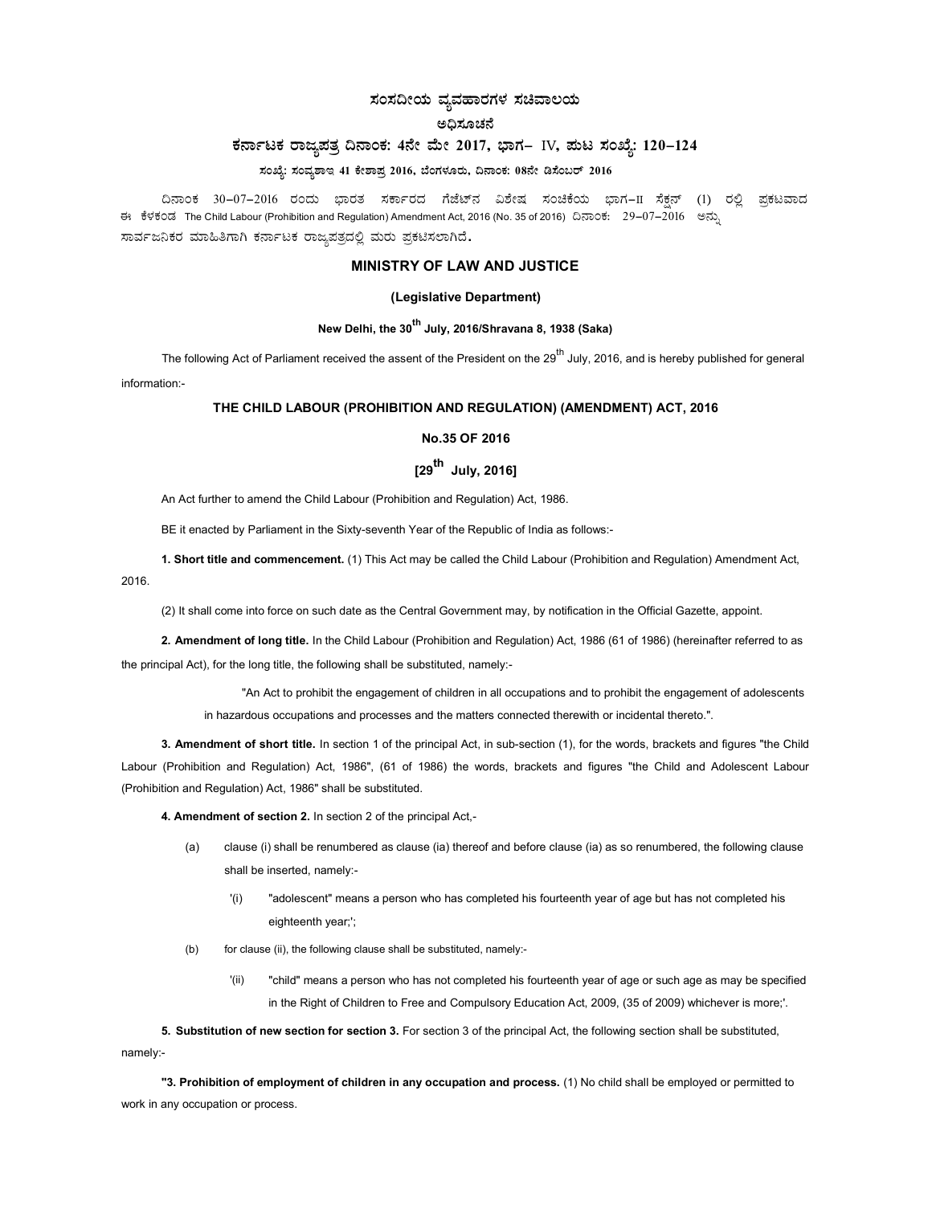# ಸಂಸದೀಯ ವ್ಯವಹಾರಗಳ ಸಚಿವಾಲಯ

## ಅಧಿಸೂಚನೆ

### ಕರ್ನಾಟಕ ರಾಜ್ಯಪತ್ರ ದಿನಾಂಕ: 4ನೇ ಮೇ 2017, ಭಾಗ– IV, ಪುಟ ಸಂಖ್ಯೆ: 120–124

**ಸಂಖ್ಯೆ: ಸಂವ್ಯಶಾಇ 41 ಕೇಶಾಪ್ರ 2016, ಬೆಂಗಳೂರು, ದಿನಾಂಕ: 08ನೇ ಡಿಸೆಂಬರ್ 2016**

ದಿನಾಂಕ 30–07–2016 ರಂದು ಭಾರತ ಸರ್ಕಾರದ ಗೆಜೆಟ್‌ನ ವಿಶೇಷ ಸಂಚಿಕೆಯ ಭಾಗ–II ಸೆಕ್ಷನ್ (1) ರಲ್ಲಿ ಪ್ರಕಟವಾದ ಈ ಕೆಳಕಂಡ The Child Labour (Prohibition and Regulation) Amendment Act, 2016 (No. 35 of 2016) ದಿನಾಂಕ: 29–07–2016 ಅನ್ನು ಸಾರ್ವಜನಿಕರ ಮಾಹಿತಿಗಾಗಿ ಕರ್ನಾಟಕ ರಾಜ್ಯಪತ್ರದಲ್ಲಿ ಮರು ಪ್ರಕಟಿಸಲಾಗಿದೆ.

## MINISTRY OF LAW AND JUSTICE

**(Legislative Department)**

**New Delhi, the 30th July, 2016/Shravana 8, 1938 (Saka)**

The following Act of Parliament received the assent of the President on the 29th July, 2016, and is hereby published for general information:-

## THE CHILD LABOUR (PROHIBITION AND REGULATION) (AMENDMENT) ACT, 2016

**No.35 OF 2016**

**[29th July, 2016]**

An Act further to amend the Child Labour (Prohibition and Regulation) Act, 1986.

BE it enacted by Parliament in the Sixty-seventh Year of the Republic of India as follows:-

**1. Short title and commencement.** (1) This Act may be called the Child Labour (Prohibition and Regulation) Amendment Act, 2016.

(2) It shall come into force on such date as the Central Government may, by notification in the Official Gazette, appoint.

**2. Amendment of long title.** In the Child Labour (Prohibition and Regulation) Act, 1986 (61 of 1986) (hereinafter referred to as the principal Act), for the long title, the following shall be substituted, namely:-

> "An Act to prohibit the engagement of children in all occupations and to prohibit the engagement of adolescents in hazardous occupations and processes and the matters connected therewith or incidental thereto.".

**3. Amendment of short title.** In section 1 of the principal Act, in sub-section (1), for the words, brackets and figures "the Child Labour (Prohibition and Regulation) Act, 1986", (61 of 1986) the words, brackets and figures "the Child and Adolescent Labour (Prohibition and Regulation) Act, 1986" shall be substituted.

**4. Amendment of section 2.** In section 2 of the principal Act,-

(a) clause (i) shall be renumbered as clause (ia) thereof and before clause (ia) as so renumbered, the following clause shall be inserted, namely:-

> '(i) "adolescent" means a person who has completed his fourteenth year of age but has not completed his eighteenth year;';

(b) for clause (ii), the following clause shall be substituted, namely:-

> '(ii) "child" means a person who has not completed his fourteenth year of age or such age as may be specified in the Right of Children to Free and Compulsory Education Act, 2009, (35 of 2009) whichever is more;'.

**5. Substitution of new section for section 3.** For section 3 of the principal Act, the following section shall be substituted, namely:-

**"3. Prohibition of employment of children in any occupation and process.** (1) No child shall be employed or permitted to work in any occupation or process.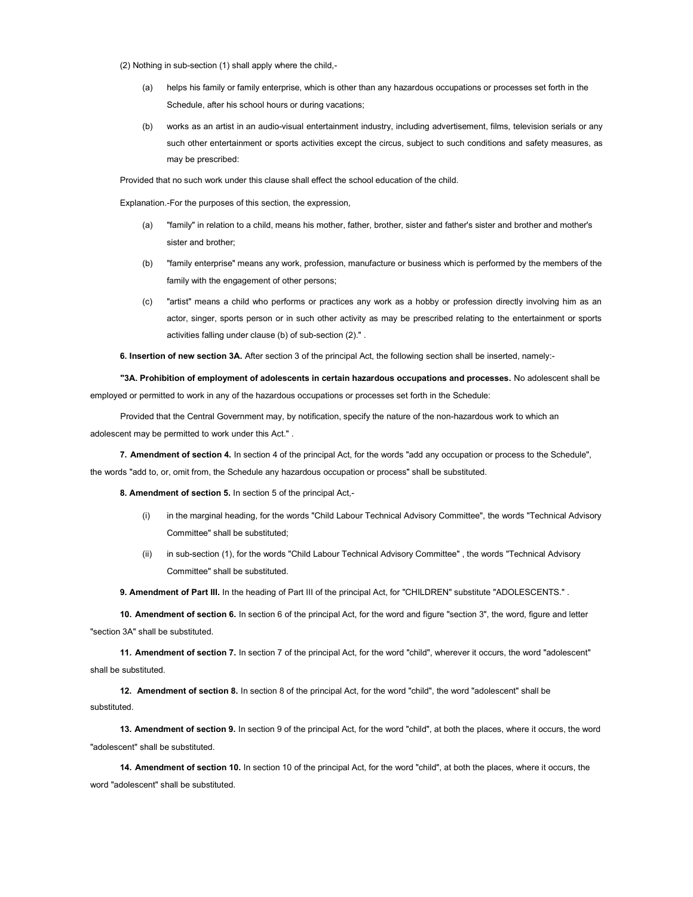(2) Nothing in sub-section (1) shall apply where the child,-

(a) helps his family or family enterprise, which is other than any hazardous occupations or processes set forth in the Schedule, after his school hours or during vacations;

(b) works as an artist in an audio-visual entertainment industry, including advertisement, films, television serials or any such other entertainment or sports activities except the circus, subject to such conditions and safety measures, as may be prescribed:

Provided that no such work under this clause shall effect the school education of the child.

Explanation.-For the purposes of this section, the expression,

(a) "family" in relation to a child, means his mother, father, brother, sister and father's sister and brother and mother's sister and brother;

(b) "family enterprise" means any work, profession, manufacture or business which is performed by the members of the family with the engagement of other persons;

(c) "artist" means a child who performs or practices any work as a hobby or profession directly involving him as an actor, singer, sports person or in such other activity as may be prescribed relating to the entertainment or sports activities falling under clause (b) of sub-section (2)." .

**6. Insertion of new section 3A.** After section 3 of the principal Act, the following section shall be inserted, namely:-

**"3A. Prohibition of employment of adolescents in certain hazardous occupations and processes.** No adolescent shall be employed or permitted to work in any of the hazardous occupations or processes set forth in the Schedule:

Provided that the Central Government may, by notification, specify the nature of the non-hazardous work to which an adolescent may be permitted to work under this Act." .

**7. Amendment of section 4.** In section 4 of the principal Act, for the words "add any occupation or process to the Schedule", the words "add to, or, omit from, the Schedule any hazardous occupation or process" shall be substituted.

**8. Amendment of section 5.** In section 5 of the principal Act,-

(i) in the marginal heading, for the words "Child Labour Technical Advisory Committee", the words "Technical Advisory Committee" shall be substituted;

(ii) in sub-section (1), for the words "Child Labour Technical Advisory Committee" , the words "Technical Advisory Committee" shall be substituted.

**9. Amendment of Part III.** In the heading of Part III of the principal Act, for "CHILDREN" substitute "ADOLESCENTS." .

**10. Amendment of section 6.** In section 6 of the principal Act, for the word and figure "section 3", the word, figure and letter "section 3A" shall be substituted.

**11. Amendment of section 7.** In section 7 of the principal Act, for the word "child", wherever it occurs, the word "adolescent" shall be substituted.

**12. Amendment of section 8.** In section 8 of the principal Act, for the word "child", the word "adolescent" shall be substituted.

**13. Amendment of section 9.** In section 9 of the principal Act, for the word "child", at both the places, where it occurs, the word "adolescent" shall be substituted.

**14. Amendment of section 10.** In section 10 of the principal Act, for the word "child", at both the places, where it occurs, the word "adolescent" shall be substituted.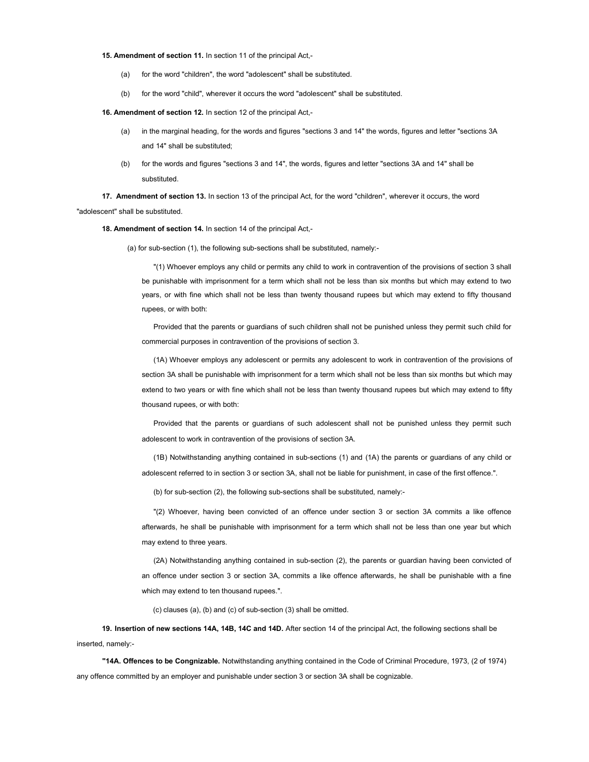**15. Amendment of section 11.** In section 11 of the principal Act,-

(a) for the word "children", the word "adolescent" shall be substituted.

(b) for the word "child", wherever it occurs the word "adolescent" shall be substituted.

**16. Amendment of section 12.** In section 12 of the principal Act,-

(a) in the marginal heading, for the words and figures "sections 3 and 14" the words, figures and letter "sections 3A and 14" shall be substituted;

(b) for the words and figures "sections 3 and 14", the words, figures and letter "sections 3A and 14" shall be substituted.

**17. Amendment of section 13.** In section 13 of the principal Act, for the word "children", wherever it occurs, the word "adolescent" shall be substituted.

**18. Amendment of section 14.** In section 14 of the principal Act,-

(a) for sub-section (1), the following sub-sections shall be substituted, namely:-

"(1) Whoever employs any child or permits any child to work in contravention of the provisions of section 3 shall be punishable with imprisonment for a term which shall not be less than six months but which may extend to two years, or with fine which shall not be less than twenty thousand rupees but which may extend to fifty thousand rupees, or with both:

Provided that the parents or guardians of such children shall not be punished unless they permit such child for commercial purposes in contravention of the provisions of section 3.

(1A) Whoever employs any adolescent or permits any adolescent to work in contravention of the provisions of section 3A shall be punishable with imprisonment for a term which shall not be less than six months but which may extend to two years or with fine which shall not be less than twenty thousand rupees but which may extend to fifty thousand rupees, or with both:

Provided that the parents or guardians of such adolescent shall not be punished unless they permit such adolescent to work in contravention of the provisions of section 3A.

(1B) Notwithstanding anything contained in sub-sections (1) and (1A) the parents or guardians of any child or adolescent referred to in section 3 or section 3A, shall not be liable for punishment, in case of the first offence.".

(b) for sub-section (2), the following sub-sections shall be substituted, namely:-

"(2) Whoever, having been convicted of an offence under section 3 or section 3A commits a like offence afterwards, he shall be punishable with imprisonment for a term which shall not be less than one year but which may extend to three years.

(2A) Notwithstanding anything contained in sub-section (2), the parents or guardian having been convicted of an offence under section 3 or section 3A, commits a like offence afterwards, he shall be punishable with a fine which may extend to ten thousand rupees.".

(c) clauses (a), (b) and (c) of sub-section (3) shall be omitted.

**19. Insertion of new sections 14A, 14B, 14C and 14D.** After section 14 of the principal Act, the following sections shall be inserted, namely:-

**"14A. Offences to be Congnizable.** Notwithstanding anything contained in the Code of Criminal Procedure, 1973, (2 of 1974) any offence committed by an employer and punishable under section 3 or section 3A shall be cognizable.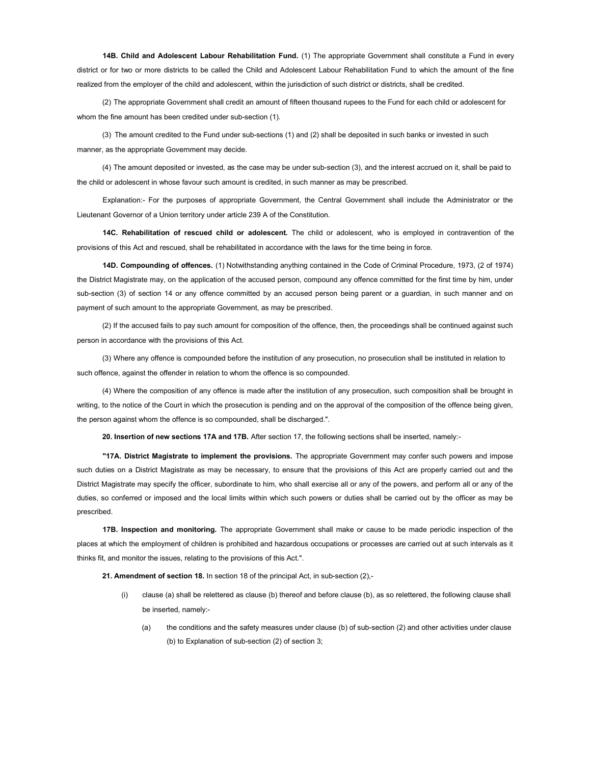**14B. Child and Adolescent Labour Rehabilitation Fund.** (1) The appropriate Government shall constitute a Fund in every district or for two or more districts to be called the Child and Adolescent Labour Rehabilitation Fund to which the amount of the fine realized from the employer of the child and adolescent, within the jurisdiction of such district or districts, shall be credited.

(2) The appropriate Government shall credit an amount of fifteen thousand rupees to the Fund for each child or adolescent for whom the fine amount has been credited under sub-section (1).

(3) The amount credited to the Fund under sub-sections (1) and (2) shall be deposited in such banks or invested in such manner, as the appropriate Government may decide.

(4) The amount deposited or invested, as the case may be under sub-section (3), and the interest accrued on it, shall be paid to the child or adolescent in whose favour such amount is credited, in such manner as may be prescribed.

Explanation:- For the purposes of appropriate Government, the Central Government shall include the Administrator or the Lieutenant Governor of a Union territory under article 239 A of the Constitution.

**14C. Rehabilitation of rescued child or adolescent.** The child or adolescent, who is employed in contravention of the provisions of this Act and rescued, shall be rehabilitated in accordance with the laws for the time being in force.

**14D. Compounding of offences.** (1) Notwithstanding anything contained in the Code of Criminal Procedure, 1973, (2 of 1974) the District Magistrate may, on the application of the accused person, compound any offence committed for the first time by him, under sub-section (3) of section 14 or any offence committed by an accused person being parent or a guardian, in such manner and on payment of such amount to the appropriate Government, as may be prescribed.

(2) If the accused fails to pay such amount for composition of the offence, then, the proceedings shall be continued against such person in accordance with the provisions of this Act.

(3) Where any offence is compounded before the institution of any prosecution, no prosecution shall be instituted in relation to such offence, against the offender in relation to whom the offence is so compounded.

(4) Where the composition of any offence is made after the institution of any prosecution, such composition shall be brought in writing, to the notice of the Court in which the prosecution is pending and on the approval of the composition of the offence being given, the person against whom the offence is so compounded, shall be discharged.".

**20. Insertion of new sections 17A and 17B.** After section 17, the following sections shall be inserted, namely:-

**"17A. District Magistrate to implement the provisions.** The appropriate Government may confer such powers and impose such duties on a District Magistrate as may be necessary, to ensure that the provisions of this Act are properly carried out and the District Magistrate may specify the officer, subordinate to him, who shall exercise all or any of the powers, and perform all or any of the duties, so conferred or imposed and the local limits within which such powers or duties shall be carried out by the officer as may be prescribed.

**17B. Inspection and monitoring.** The appropriate Government shall make or cause to be made periodic inspection of the places at which the employment of children is prohibited and hazardous occupations or processes are carried out at such intervals as it thinks fit, and monitor the issues, relating to the provisions of this Act.".

**21. Amendment of section 18.** In section 18 of the principal Act, in sub-section (2),-

(i) clause (a) shall be relettered as clause (b) thereof and before clause (b), as so relettered, the following clause shall be inserted, namely:-

(a) the conditions and the safety measures under clause (b) of sub-section (2) and other activities under clause (b) to Explanation of sub-section (2) of section 3;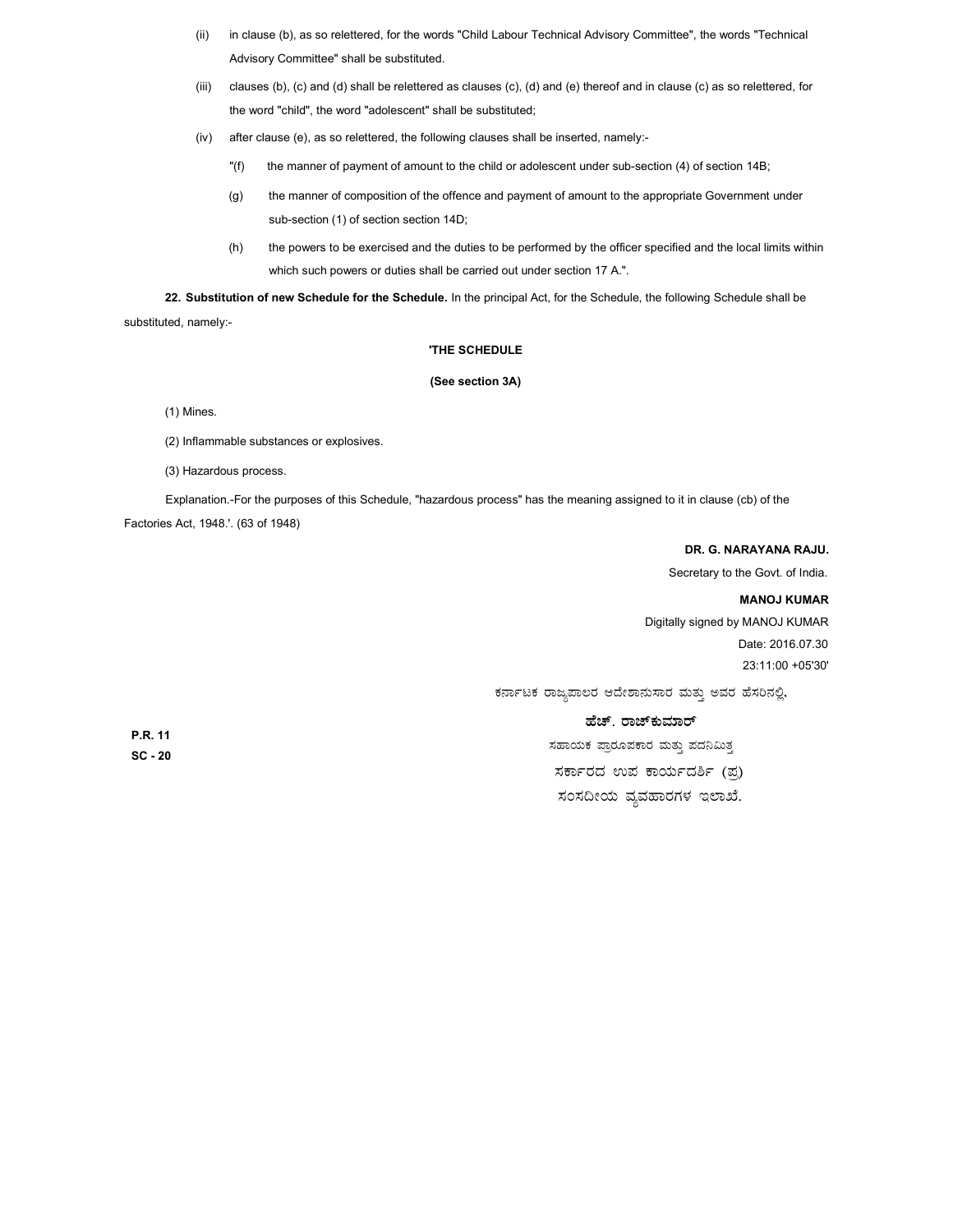(ii) in clause (b), as so relettered, for the words "Child Labour Technical Advisory Committee", the words "Technical Advisory Committee" shall be substituted.

(iii) clauses (b), (c) and (d) shall be relettered as clauses (c), (d) and (e) thereof and in clause (c) as so relettered, for the word "child", the word "adolescent" shall be substituted;

(iv) after clause (e), as so relettered, the following clauses shall be inserted, namely:-

"(f) the manner of payment of amount to the child or adolescent under sub-section (4) of section 14B;

(g) the manner of composition of the offence and payment of amount to the appropriate Government under sub-section (1) of section section 14D;

(h) the powers to be exercised and the duties to be performed by the officer specified and the local limits within which such powers or duties shall be carried out under section 17 A.".

**22. Substitution of new Schedule for the Schedule.** In the principal Act, for the Schedule, the following Schedule shall be substituted, namely:-

**'THE SCHEDULE**

**(See section 3A)**

(1) Mines.

(2) Inflammable substances or explosives.

(3) Hazardous process.

Explanation.-For the purposes of this Schedule, "hazardous process" has the meaning assigned to it in clause (cb) of the Factories Act, 1948.'. (63 of 1948)

**DR. G. NARAYANA RAJU.**

Secretary to the Govt. of India.

**MANOJ KUMAR**

Digitally signed by MANOJ KUMAR
Date: 2016.07.30
23:11:00 +05'30'

ಕರ್ನಾಟಕ ರಾಜ್ಯಪಾಲರ ಆದೇಶಾನುಸಾರ ಮತ್ತು ಅವರ ಹೆಸರಿನಲ್ಲಿ,

**ಹೆಚ್. ರಾಜ್‌ಕುಮಾರ್**

ಸಹಾಯಕ ಪ್ರಾರೂಪಕಾರ ಮತ್ತು ಪದನಿಮಿತ್ತ

ಸರ್ಕಾರದ ಉಪ ಕಾರ್ಯದರ್ಶಿ (ಪ್ರ)

ಸಂಸದೀಯ ವ್ಯವಹಾರಗಳ ಇಲಾಖೆ.

**P.R. 11**
**SC - 20**